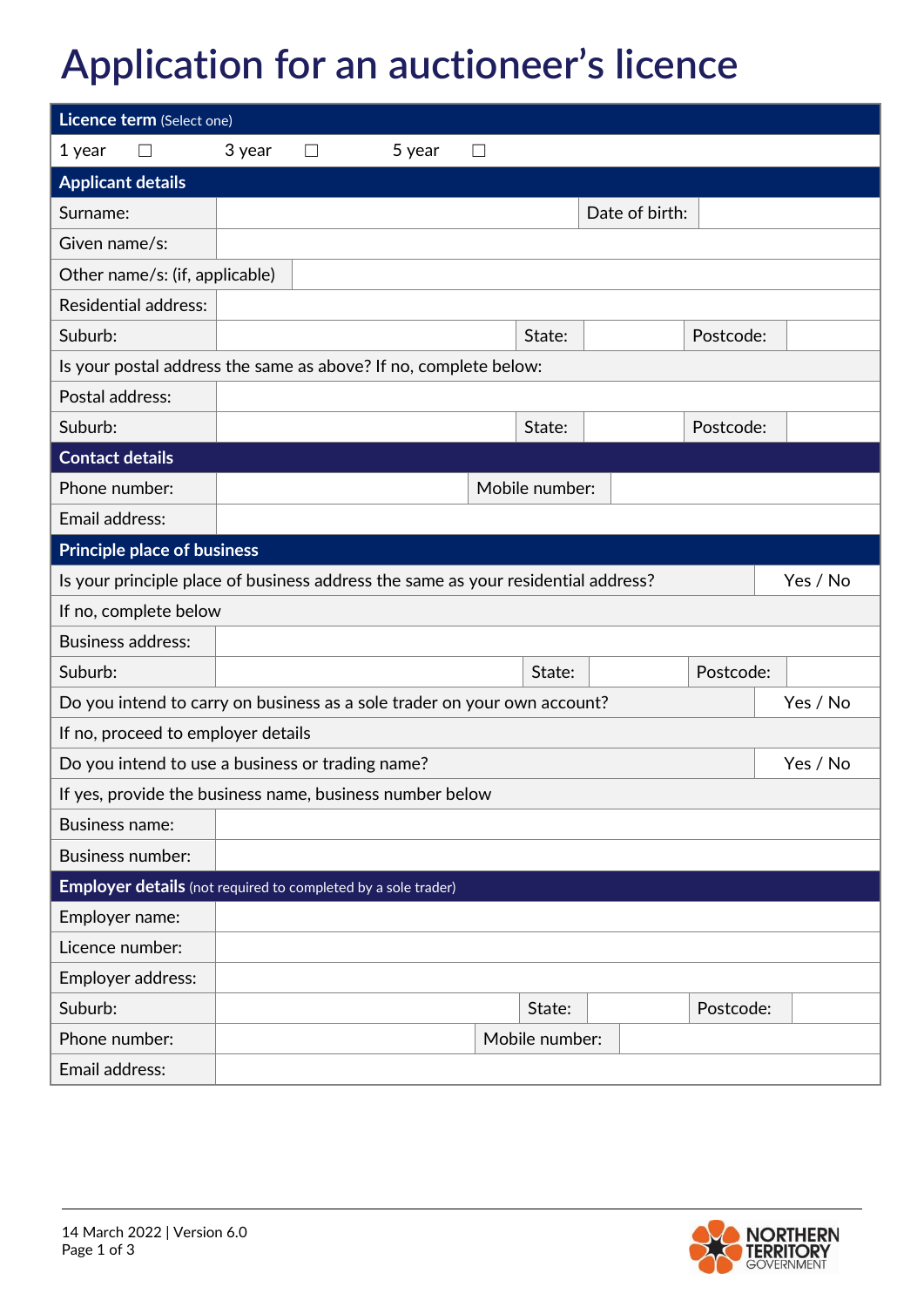# Application for an auctioneer's licence

| **Licence term** (Select one) | | | | | |
|---|---|---|---|---|---|
| 1 year ☐ | 3 year ☐ | 5 year ☐ | | | |
| **Applicant details** | | | | | |
| Surname: | | | Date of birth: | | |
| Given name/s: | | | | | |
| Other name/s: (if, applicable) | | | | | |
| Residential address: | | | | | |
| Suburb: | | State: | | Postcode: | |
| Is your postal address the same as above? If no, complete below: | | | | | |
| Postal address: | | | | | |
| Suburb: | | State: | | Postcode: | |
| **Contact details** | | | | | |
| Phone number: | | Mobile number: | | | |
| Email address: | | | | | |
| **Principle place of business** | | | | | |
| Is your principle place of business address the same as your residential address? | | | | | Yes / No |
| If no, complete below | | | | | |
| Business address: | | | | | |
| Suburb: | | State: | | Postcode: | |
| Do you intend to carry on business as a sole trader on your own account? | | | | | Yes / No |
| If no, proceed to employer details | | | | | |
| Do you intend to use a business or trading name? | | | | | Yes / No |
| If yes, provide the business name, business number below | | | | | |
| Business name: | | | | | |
| Business number: | | | | | |
| **Employer details** (not required to completed by a sole trader) | | | | | |
| Employer name: | | | | | |
| Licence number: | | | | | |
| Employer address: | | | | | |
| Suburb: | | State: | | Postcode: | |
| Phone number: | | Mobile number: | | | |
| Email address: | | | | | |

14 March 2022 | Version 6.0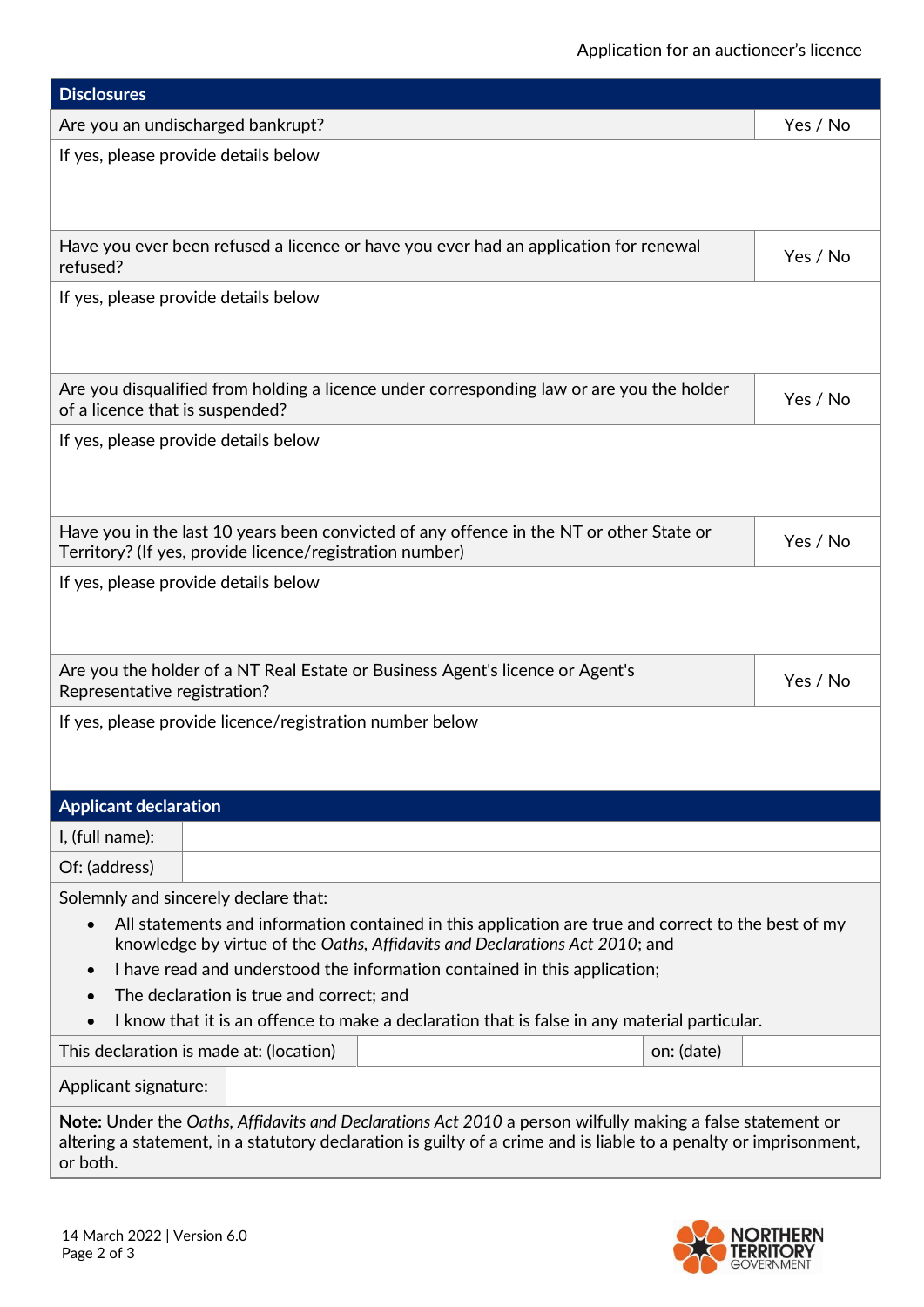## Disclosures

| Disclosures | |
|---|---|
| Are you an undischarged bankrupt? | Yes / No |
| If yes, please provide details below | |
| Have you ever been refused a licence or have you ever had an application for renewal refused? | Yes / No |
| If yes, please provide details below | |
| Are you disqualified from holding a licence under corresponding law or are you the holder of a licence that is suspended? | Yes / No |
| If yes, please provide details below | |
| Have you in the last 10 years been convicted of any offence in the NT or other State or Territory? (If yes, provide licence/registration number) | Yes / No |
| If yes, please provide details below | |
| Are you the holder of a NT Real Estate or Business Agent's licence or Agent's Representative registration? | Yes / No |
| If yes, please provide licence/registration number below | |

## Applicant declaration

| | |
|---|---|
| I, (full name): | |
| Of: (address) | |

Solemnly and sincerely declare that:

- All statements and information contained in this application are true and correct to the best of my knowledge by virtue of the *Oaths, Affidavits and Declarations Act 2010*; and
- I have read and understood the information contained in this application;
- The declaration is true and correct; and
- I know that it is an offence to make a declaration that is false in any material particular.

| This declaration is made at: (location) | | on: (date) | |
|---|---|---|---|
| Applicant signature: | | | |

**Note:** Under the *Oaths, Affidavits and Declarations Act 2010* a person wilfully making a false statement or altering a statement, in a statutory declaration is guilty of a crime and is liable to a penalty or imprisonment, or both.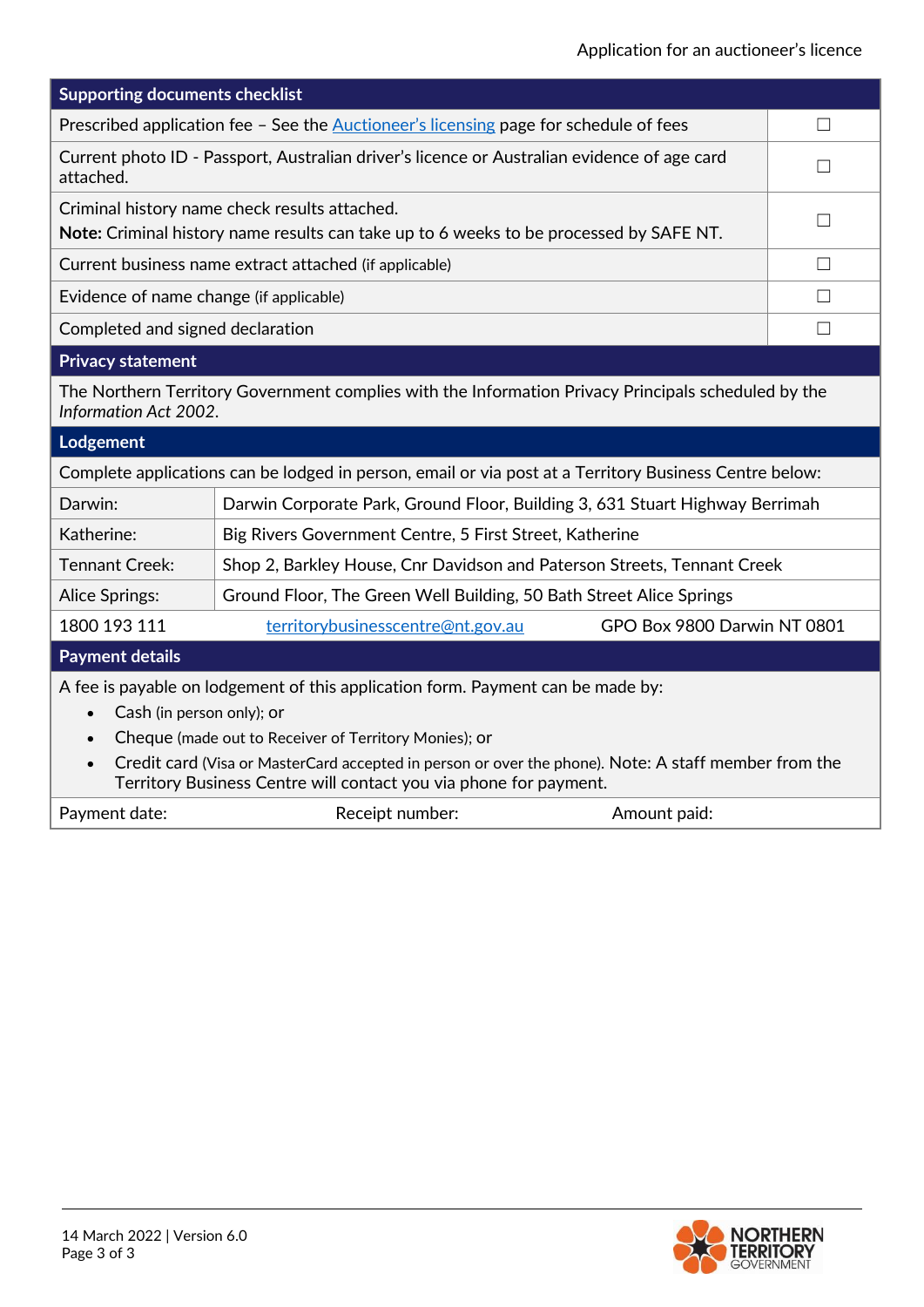## Supporting documents checklist

| | |
|---|---|
| Prescribed application fee – See the Auctioneer's licensing page for schedule of fees | ☐ |
| Current photo ID - Passport, Australian driver's licence or Australian evidence of age card attached. | ☐ |
| Criminal history name check results attached.<br>**Note:** Criminal history name results can take up to 6 weeks to be processed by SAFE NT. | ☐ |
| Current business name extract attached (if applicable) | ☐ |
| Evidence of name change (if applicable) | ☐ |
| Completed and signed declaration | ☐ |

## Privacy statement

The Northern Territory Government complies with the Information Privacy Principals scheduled by the *Information Act 2002*.

## Lodgement

Complete applications can be lodged in person, email or via post at a Territory Business Centre below:

| | |
|---|---|
| Darwin: | Darwin Corporate Park, Ground Floor, Building 3, 631 Stuart Highway Berrimah |
| Katherine: | Big Rivers Government Centre, 5 First Street, Katherine |
| Tennant Creek: | Shop 2, Barkley House, Cnr Davidson and Paterson Streets, Tennant Creek |
| Alice Springs: | Ground Floor, The Green Well Building, 50 Bath Street Alice Springs |

1800 193 111 | territorybusinesscentre@nt.gov.au | GPO Box 9800 Darwin NT 0801

## Payment details

A fee is payable on lodgement of this application form. Payment can be made by:

- Cash (in person only); or
- Cheque (made out to Receiver of Territory Monies); or
- Credit card (Visa or MasterCard accepted in person or over the phone). Note: A staff member from the Territory Business Centre will contact you via phone for payment.

| | | |
|---|---|---|
| Payment date: | Receipt number: | Amount paid: |

14 March 2022 | Version 6.0